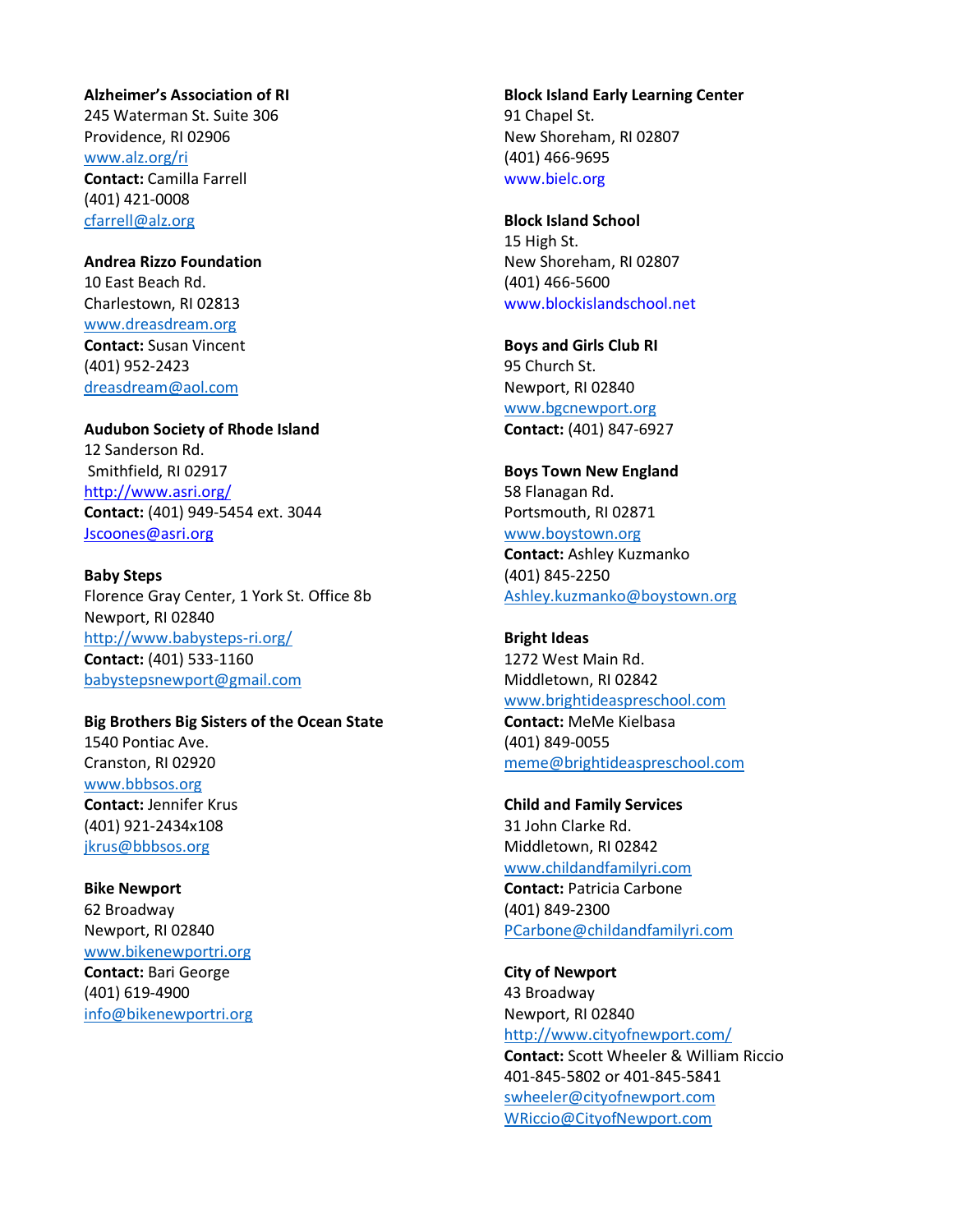**Alzheimer's Association of RI**
245 Waterman St. Suite 306
Providence, RI 02906
www.alz.org/ri
**Contact:** Camilla Farrell
(401) 421-0008
cfarrell@alz.org

**Andrea Rizzo Foundation**
10 East Beach Rd.
Charlestown, RI 02813
www.dreasdream.org
**Contact:** Susan Vincent
(401) 952-2423
dreasdream@aol.com

**Audubon Society of Rhode Island**
12 Sanderson Rd.
Smithfield, RI 02917
http://www.asri.org/
**Contact:** (401) 949-5454 ext. 3044
Jscoones@asri.org

**Baby Steps**
Florence Gray Center, 1 York St. Office 8b
Newport, RI 02840
http://www.babysteps-ri.org/
**Contact:** (401) 533-1160
babystepsnewport@gmail.com

**Big Brothers Big Sisters of the Ocean State**
1540 Pontiac Ave.
Cranston, RI 02920
www.bbbsos.org
**Contact:** Jennifer Krus
(401) 921-2434x108
jkrus@bbbsos.org

**Bike Newport**
62 Broadway
Newport, RI 02840
www.bikenewportri.org
**Contact:** Bari George
(401) 619-4900
info@bikenewportri.org

**Block Island Early Learning Center**
91 Chapel St.
New Shoreham, RI 02807
(401) 466-9695
www.bielc.org

**Block Island School**
15 High St.
New Shoreham, RI 02807
(401) 466-5600
www.blockislandschool.net

**Boys and Girls Club RI**
95 Church St.
Newport, RI 02840
www.bgcnewport.org
**Contact:** (401) 847-6927

**Boys Town New England**
58 Flanagan Rd.
Portsmouth, RI 02871
www.boystown.org
**Contact:** Ashley Kuzmanko
(401) 845-2250
Ashley.kuzmanko@boystown.org

**Bright Ideas**
1272 West Main Rd.
Middletown, RI 02842
www.brightideaspreschool.com
**Contact:** MeMe Kielbasa
(401) 849-0055
meme@brightideaspreschool.com

**Child and Family Services**
31 John Clarke Rd.
Middletown, RI 02842
www.childandfamilyri.com
**Contact:** Patricia Carbone
(401) 849-2300
PCarbone@childandfamilyri.com

**City of Newport**
43 Broadway
Newport, RI 02840
http://www.cityofnewport.com/
**Contact:** Scott Wheeler & William Riccio
401-845-5802 or 401-845-5841
swheeler@cityofnewport.com
WRiccio@CityofNewport.com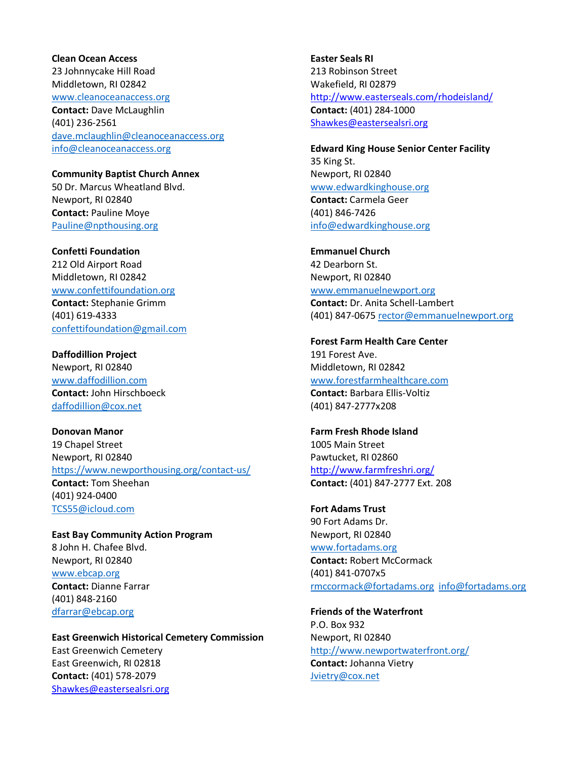**Clean Ocean Access**
23 Johnnycake Hill Road
Middletown, RI 02842
www.cleanoceanaccess.org
**Contact:** Dave McLaughlin
(401) 236-2561
dave.mclaughlin@cleanoceanaccess.org
info@cleanoceanaccess.org

**Community Baptist Church Annex**
50 Dr. Marcus Wheatland Blvd.
Newport, RI 02840
**Contact:** Pauline Moye
Pauline@npthousing.org

**Confetti Foundation**
212 Old Airport Road
Middletown, RI 02842
www.confettifoundation.org
**Contact:** Stephanie Grimm
(401) 619-4333
confettifoundation@gmail.com

**Daffodillion Project**
Newport, RI 02840
www.daffodillion.com
**Contact:** John Hirschboeck
daffodillion@cox.net

**Donovan Manor**
19 Chapel Street
Newport, RI 02840
https://www.newporthousing.org/contact-us/
**Contact:** Tom Sheehan
(401) 924-0400
TCS55@icloud.com

**East Bay Community Action Program**
8 John H. Chafee Blvd.
Newport, RI 02840
www.ebcap.org
**Contact:** Dianne Farrar
(401) 848-2160
dfarrar@ebcap.org

**East Greenwich Historical Cemetery Commission**
East Greenwich Cemetery
East Greenwich, RI 02818
**Contact:** (401) 578-2079
Shawkes@eastersealsri.org

**Easter Seals RI**
213 Robinson Street
Wakefield, RI 02879
http://www.easterseals.com/rhodeisland/
**Contact:** (401) 284-1000
Shawkes@eastersealsri.org

**Edward King House Senior Center Facility**
35 King St.
Newport, RI 02840
www.edwardkinghouse.org
**Contact:** Carmela Geer
(401) 846-7426
info@edwardkinghouse.org

**Emmanuel Church**
42 Dearborn St.
Newport, RI 02840
www.emmanuelnewport.org
**Contact:** Dr. Anita Schell-Lambert
(401) 847-0675 rector@emmanuelnewport.org

**Forest Farm Health Care Center**
191 Forest Ave.
Middletown, RI 02842
www.forestfarmhealthcare.com
**Contact:** Barbara Ellis-Voltiz
(401) 847-2777x208

**Farm Fresh Rhode Island**
1005 Main Street
Pawtucket, RI 02860
http://www.farmfreshri.org/
**Contact:** (401) 847-2777 Ext. 208

**Fort Adams Trust**
90 Fort Adams Dr.
Newport, RI 02840
www.fortadams.org
**Contact:** Robert McCormack
(401) 841-0707x5
rmccormack@fortadams.org info@fortadams.org

**Friends of the Waterfront**
P.O. Box 932
Newport, RI 02840
http://www.newportwaterfront.org/
**Contact:** Johanna Vietry
Jvietry@cox.net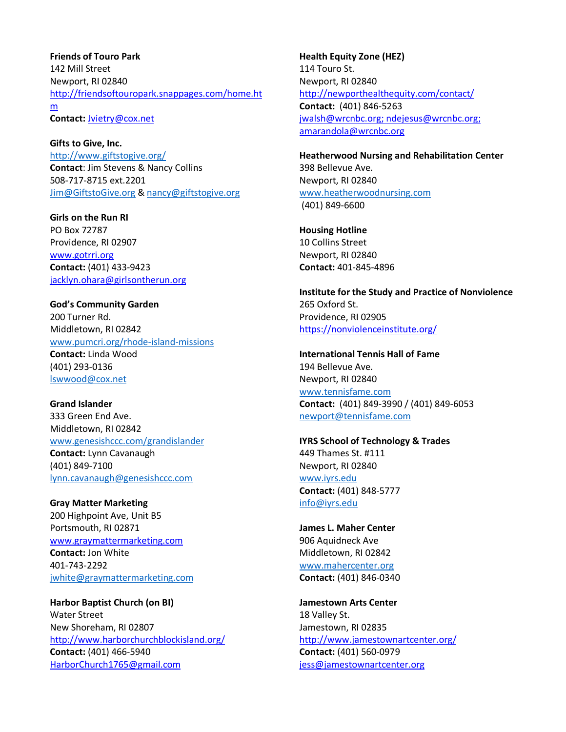**Friends of Touro Park**
142 Mill Street
Newport, RI 02840
http://friendsoftouropark.snappages.com/home.htm
**Contact:** Jvietry@cox.net

**Gifts to Give, Inc.**
http://www.giftstogive.org/
**Contact**: Jim Stevens & Nancy Collins
508-717-8715 ext.2201
Jim@GiftstoGive.org & nancy@giftstogive.org

**Girls on the Run RI**
PO Box 72787
Providence, RI 02907
www.gotrri.org
**Contact:** (401) 433-9423
jacklyn.ohara@girlsontherun.org

**God's Community Garden**
200 Turner Rd.
Middletown, RI 02842
www.pumcri.org/rhode-island-missions
**Contact:** Linda Wood
(401) 293-0136
lswwood@cox.net

**Grand Islander**
333 Green End Ave.
Middletown, RI 02842
www.genesishccc.com/grandislander
**Contact:** Lynn Cavanaugh
(401) 849-7100
lynn.cavanaugh@genesishccc.com

**Gray Matter Marketing**
200 Highpoint Ave, Unit B5
Portsmouth, RI 02871
www.graymattermarketing.com
**Contact:** Jon White
401-743-2292
jwhite@graymattermarketing.com

**Harbor Baptist Church (on BI)**
Water Street
New Shoreham, RI 02807
http://www.harborchurchblockisland.org/
**Contact:** (401) 466-5940
HarborChurch1765@gmail.com

**Health Equity Zone (HEZ)**
114 Touro St.
Newport, RI 02840
http://newporthealthequity.com/contact/
**Contact:** (401) 846-5263
jwalsh@wrcnbc.org; ndejesus@wrcnbc.org; amarandola@wrcnbc.org

**Heatherwood Nursing and Rehabilitation Center**
398 Bellevue Ave.
Newport, RI 02840
www.heatherwoodnursing.com
(401) 849-6600

**Housing Hotline**
10 Collins Street
Newport, RI 02840
**Contact:** 401-845-4896

**Institute for the Study and Practice of Nonviolence**
265 Oxford St.
Providence, RI 02905
https://nonviolenceinstitute.org/

**International Tennis Hall of Fame**
194 Bellevue Ave.
Newport, RI 02840
www.tennisfame.com
**Contact:** (401) 849-3990 / (401) 849-6053
newport@tennisfame.com

**IYRS School of Technology & Trades**
449 Thames St. #111
Newport, RI 02840
www.iyrs.edu
**Contact:** (401) 848-5777
info@iyrs.edu

**James L. Maher Center**
906 Aquidneck Ave
Middletown, RI 02842
www.mahercenter.org
**Contact:** (401) 846-0340

**Jamestown Arts Center**
18 Valley St.
Jamestown, RI 02835
http://www.jamestownartcenter.org/
**Contact:** (401) 560-0979
jess@jamestownartcenter.org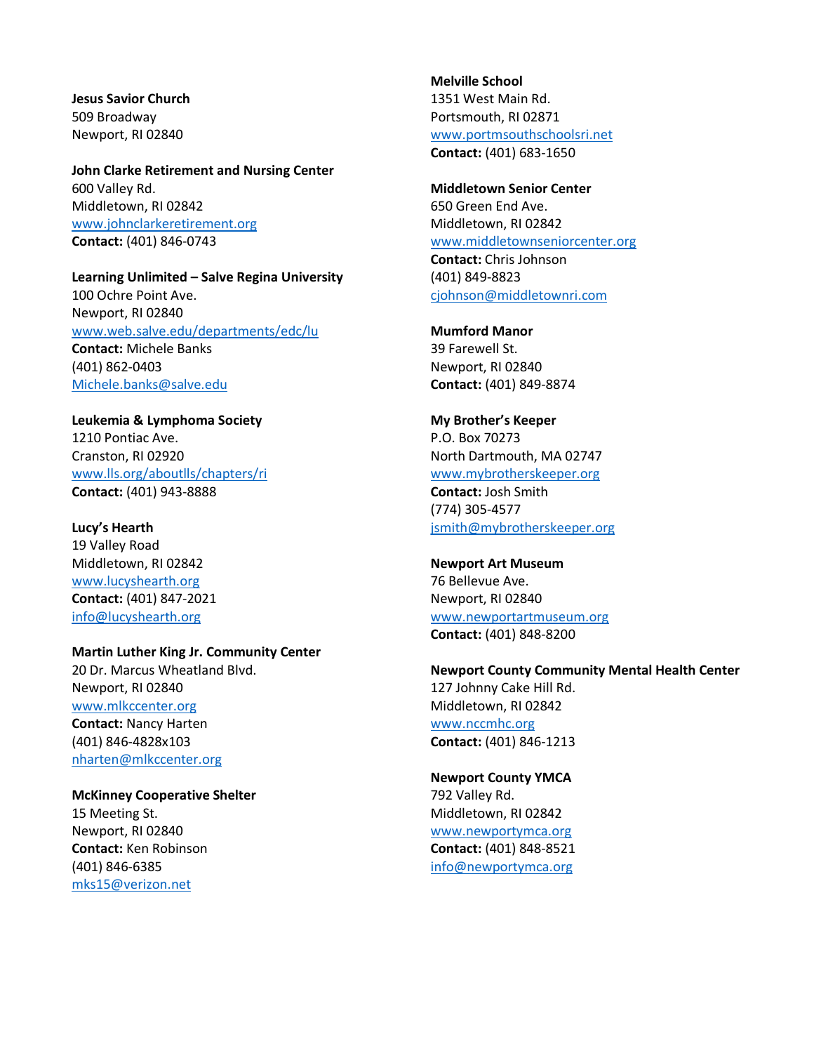**Jesus Savior Church**
509 Broadway
Newport, RI 02840

**John Clarke Retirement and Nursing Center**
600 Valley Rd.
Middletown, RI 02842
www.johnclarkeretirement.org
**Contact:** (401) 846-0743

**Learning Unlimited – Salve Regina University**
100 Ochre Point Ave.
Newport, RI 02840
www.web.salve.edu/departments/edc/lu
**Contact:** Michele Banks
(401) 862-0403
Michele.banks@salve.edu

**Leukemia & Lymphoma Society**
1210 Pontiac Ave.
Cranston, RI 02920
www.lls.org/aboutlls/chapters/ri
**Contact:** (401) 943-8888

**Lucy's Hearth**
19 Valley Road
Middletown, RI 02842
www.lucyshearth.org
**Contact:** (401) 847-2021
info@lucyshearth.org

**Martin Luther King Jr. Community Center**
20 Dr. Marcus Wheatland Blvd.
Newport, RI 02840
www.mlkccenter.org
**Contact:** Nancy Harten
(401) 846-4828x103
nharten@mlkccenter.org

**McKinney Cooperative Shelter**
15 Meeting St.
Newport, RI 02840
**Contact:** Ken Robinson
(401) 846-6385
mks15@verizon.net

**Melville School**
1351 West Main Rd.
Portsmouth, RI 02871
www.portmsouthschoolsri.net
**Contact:** (401) 683-1650

**Middletown Senior Center**
650 Green End Ave.
Middletown, RI 02842
www.middletownseniorcenter.org
**Contact:** Chris Johnson
(401) 849-8823
cjohnson@middletownri.com

**Mumford Manor**
39 Farewell St.
Newport, RI 02840
**Contact:** (401) 849-8874

**My Brother's Keeper**
P.O. Box 70273
North Dartmouth, MA 02747
www.mybrotherskeeper.org
**Contact:** Josh Smith
(774) 305-4577
jsmith@mybrotherskeeper.org

**Newport Art Museum**
76 Bellevue Ave.
Newport, RI 02840
www.newportartmuseum.org
**Contact:** (401) 848-8200

**Newport County Community Mental Health Center**
127 Johnny Cake Hill Rd.
Middletown, RI 02842
www.nccmhc.org
**Contact:** (401) 846-1213

**Newport County YMCA**
792 Valley Rd.
Middletown, RI 02842
www.newportymca.org
**Contact:** (401) 848-8521
info@newportymca.org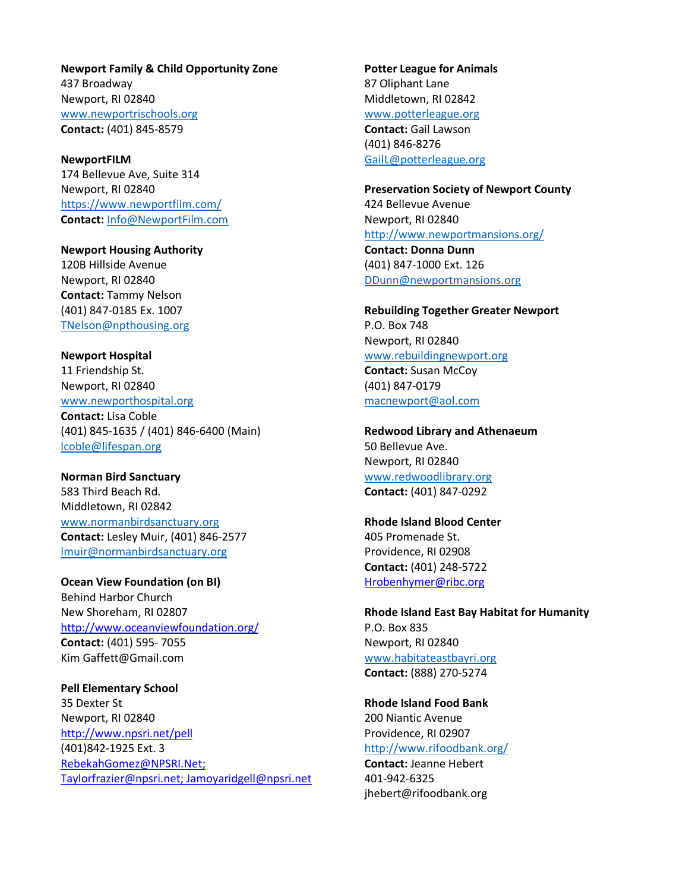**Newport Family & Child Opportunity Zone**
437 Broadway
Newport, RI 02840
www.newportrischools.org
**Contact:** (401) 845-8579

**NewportFILM**
174 Bellevue Ave, Suite 314
Newport, RI 02840
https://www.newportfilm.com/
**Contact:** Info@NewportFilm.com

**Newport Housing Authority**
120B Hillside Avenue
Newport, RI 02840
**Contact:** Tammy Nelson
(401) 847-0185 Ex. 1007
TNelson@npthousing.org

**Newport Hospital**
11 Friendship St.
Newport, RI 02840
www.newporthospital.org
**Contact:** Lisa Coble
(401) 845-1635 / (401) 846-6400 (Main)
lcoble@lifespan.org

**Norman Bird Sanctuary**
583 Third Beach Rd.
Middletown, RI 02842
www.normanbirdsanctuary.org
**Contact:** Lesley Muir, (401) 846-2577
lmuir@normanbirdsanctuary.org

**Ocean View Foundation (on BI)**
Behind Harbor Church
New Shoreham, RI 02807
http://www.oceanviewfoundation.org/
**Contact:** (401) 595- 7055
Kim Gaffett@Gmail.com

**Pell Elementary School**
35 Dexter St
Newport, RI 02840
http://www.npsri.net/pell
(401)842-1925 Ext. 3
RebekahGomez@NPSRI.Net;
Taylorfrazier@npsri.net; Jamoyaridgell@npsri.net

**Potter League for Animals**
87 Oliphant Lane
Middletown, RI 02842
www.potterleague.org
**Contact:** Gail Lawson
(401) 846-8276
GailL@potterleague.org

**Preservation Society of Newport County**
424 Bellevue Avenue
Newport, RI 02840
http://www.newportmansions.org/
**Contact: Donna Dunn**
(401) 847-1000 Ext. 126
DDunn@newportmansions.org

**Rebuilding Together Greater Newport**
P.O. Box 748
Newport, RI 02840
www.rebuildingnewport.org
**Contact:** Susan McCoy
(401) 847-0179
macnewport@aol.com

**Redwood Library and Athenaeum**
50 Bellevue Ave.
Newport, RI 02840
www.redwoodlibrary.org
**Contact:** (401) 847-0292

**Rhode Island Blood Center**
405 Promenade St.
Providence, RI 02908
**Contact:** (401) 248-5722
Hrobenhymer@ribc.org

**Rhode Island East Bay Habitat for Humanity**
P.O. Box 835
Newport, RI 02840
www.habitateastbayri.org
**Contact:** (888) 270-5274

**Rhode Island Food Bank**
200 Niantic Avenue
Providence, RI 02907
http://www.rifoodbank.org/
**Contact:** Jeanne Hebert
401-942-6325
jhebert@rifoodbank.org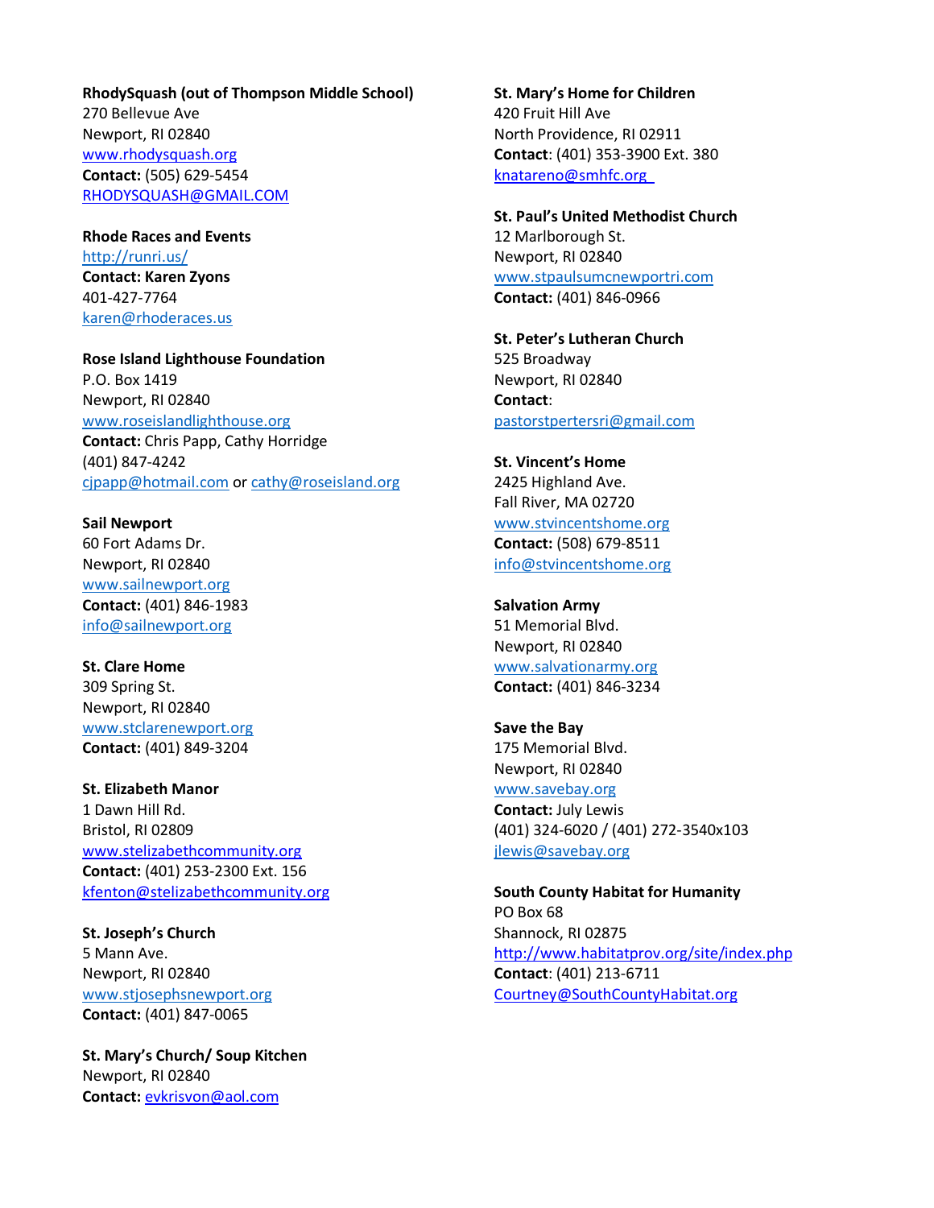**RhodySquash (out of Thompson Middle School)**
270 Bellevue Ave
Newport, RI 02840
www.rhodysquash.org
**Contact:** (505) 629-5454
RHODYSQUASH@GMAIL.COM

**Rhode Races and Events**
http://runri.us/
**Contact: Karen Zyons**
401-427-7764
karen@rhoderaces.us

**Rose Island Lighthouse Foundation**
P.O. Box 1419
Newport, RI 02840
www.roseislandlighthouse.org
**Contact:** Chris Papp, Cathy Horridge
(401) 847-4242
cjpapp@hotmail.com or cathy@roseisland.org

**Sail Newport**
60 Fort Adams Dr.
Newport, RI 02840
www.sailnewport.org
**Contact:** (401) 846-1983
info@sailnewport.org

**St. Clare Home**
309 Spring St.
Newport, RI 02840
www.stclarenewport.org
**Contact:** (401) 849-3204

**St. Elizabeth Manor**
1 Dawn Hill Rd.
Bristol, RI 02809
www.stelizabethcommunity.org
**Contact:** (401) 253-2300 Ext. 156
kfenton@stelizabethcommunity.org

**St. Joseph's Church**
5 Mann Ave.
Newport, RI 02840
www.stjosephsnewport.org
**Contact:** (401) 847-0065

**St. Mary's Church/ Soup Kitchen**
Newport, RI 02840
**Contact:** evkrisvon@aol.com

**St. Mary's Home for Children**
420 Fruit Hill Ave
North Providence, RI 02911
**Contact**: (401) 353-3900 Ext. 380
knatareno@smhfc.org

**St. Paul's United Methodist Church**
12 Marlborough St.
Newport, RI 02840
www.stpaulsumcnewportri.com
**Contact:** (401) 846-0966

**St. Peter's Lutheran Church**
525 Broadway
Newport, RI 02840
**Contact**:
pastorstpertersri@gmail.com

**St. Vincent's Home**
2425 Highland Ave.
Fall River, MA 02720
www.stvincentshome.org
**Contact:** (508) 679-8511
info@stvincentshome.org

**Salvation Army**
51 Memorial Blvd.
Newport, RI 02840
www.salvationarmy.org
**Contact:** (401) 846-3234

**Save the Bay**
175 Memorial Blvd.
Newport, RI 02840
www.savebay.org
**Contact:** July Lewis
(401) 324-6020 / (401) 272-3540x103
jlewis@savebay.org

**South County Habitat for Humanity**
PO Box 68
Shannock, RI 02875
http://www.habitatprov.org/site/index.php
**Contact**: (401) 213-6711
Courtney@SouthCountyHabitat.org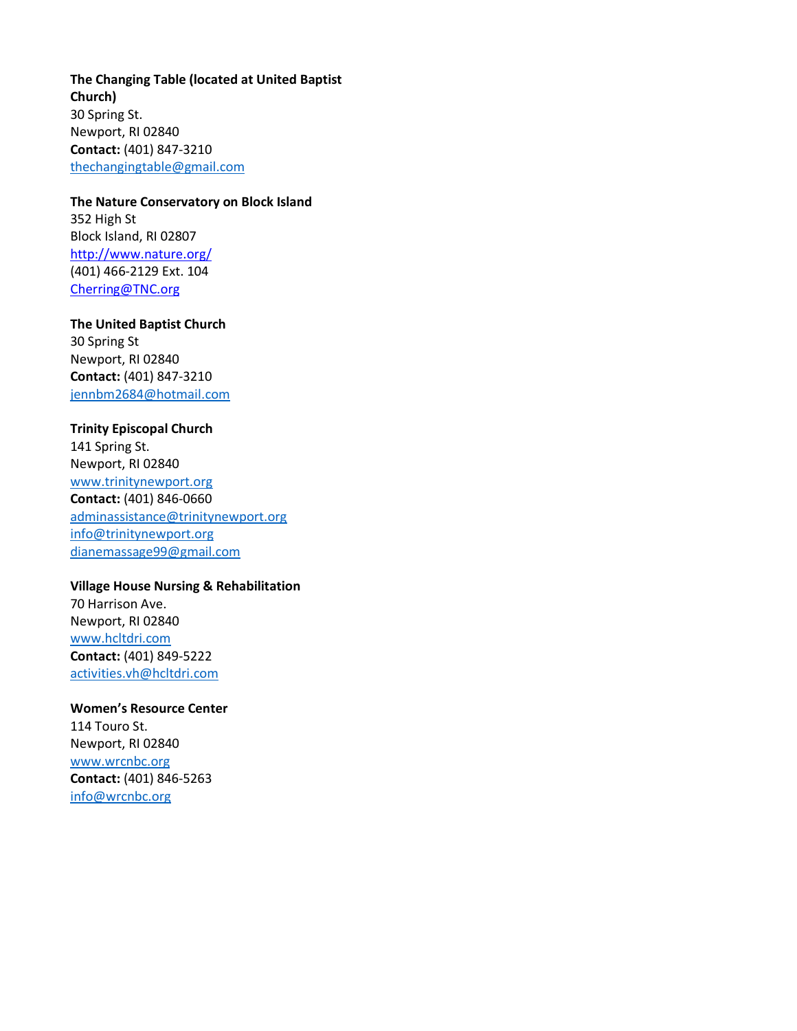**The Changing Table (located at United Baptist Church)**
30 Spring St.
Newport, RI 02840
**Contact:** (401) 847-3210
thechangingtable@gmail.com

**The Nature Conservatory on Block Island**
352 High St
Block Island, RI 02807
http://www.nature.org/
(401) 466-2129 Ext. 104
Cherring@TNC.org

**The United Baptist Church**
30 Spring St
Newport, RI 02840
**Contact:** (401) 847-3210
jennbm2684@hotmail.com

**Trinity Episcopal Church**
141 Spring St.
Newport, RI 02840
www.trinitynewport.org
**Contact:** (401) 846-0660
adminassistance@trinitynewport.org
info@trinitynewport.org
dianemassage99@gmail.com

**Village House Nursing & Rehabilitation**
70 Harrison Ave.
Newport, RI 02840
www.hcltdri.com
**Contact:** (401) 849-5222
activities.vh@hcltdri.com

**Women's Resource Center**
114 Touro St.
Newport, RI 02840
www.wrcnbc.org
**Contact:** (401) 846-5263
info@wrcnbc.org